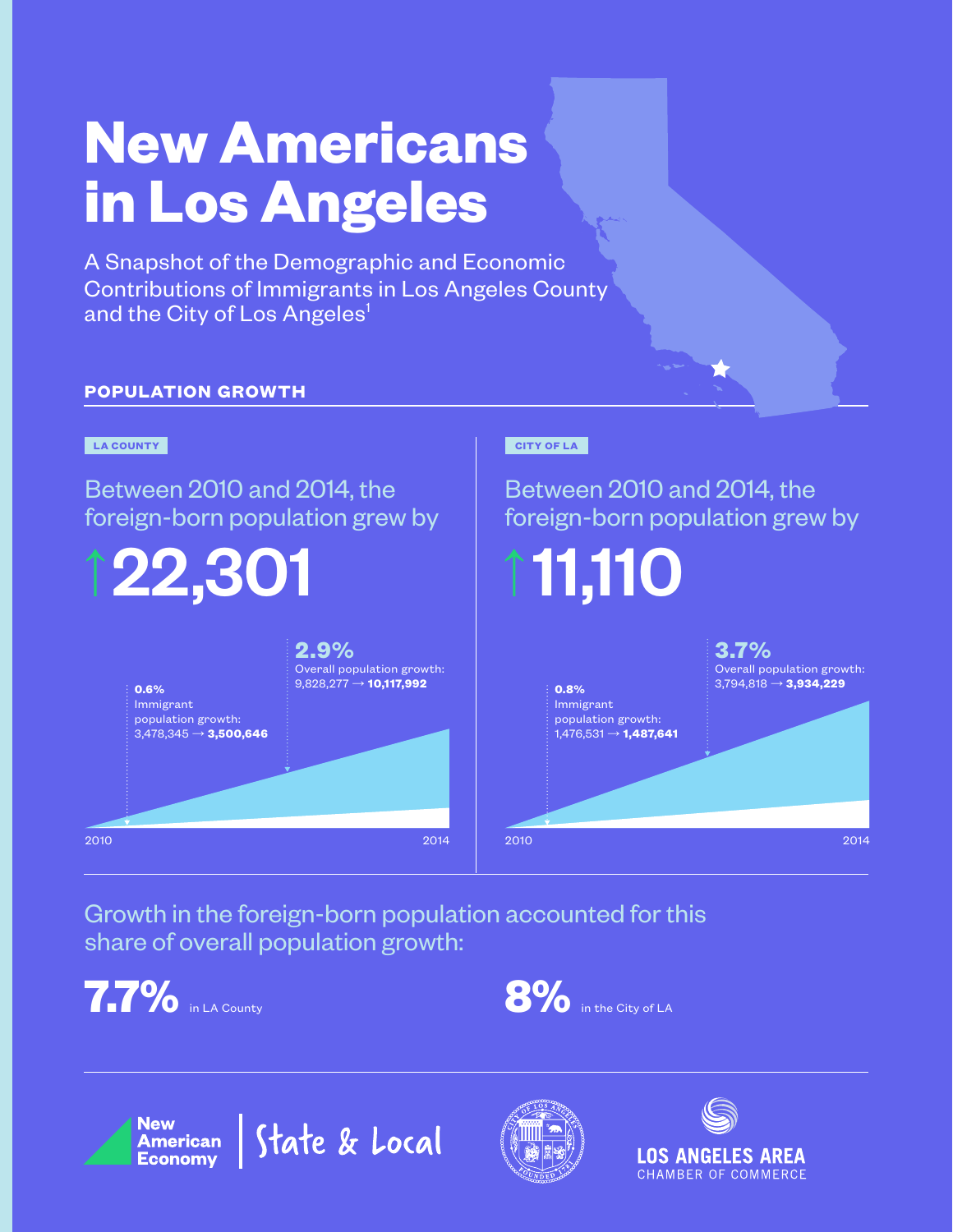# New Americans in Los Angeles

A Snapshot of the Demographic and Economic Contributions of Immigrants in Los Angeles County and the City of Los Angeles[1]

## POPULATION GROWTH

### LA COUNTY

Between 2010 and 2014, the foreign-born population grew by

**↑22,301**

**0.6%**
Immigrant population growth:
3,478,345 → **3,500,646**

**2.9%**
Overall population growth:
9,828,277 → **10,117,992**

2010 — 2014

### CITY OF LA

Between 2010 and 2014, the foreign-born population grew by

**↑11,110**

**0.8%**
Immigrant population growth:
1,476,531 → **1,487,641**

**3.7%**
Overall population growth:
3,794,818 → **3,934,229**

2010 — 2014

Growth in the foreign-born population accounted for this share of overall population growth:

**7.7%** in LA County

**8%** in the City of LA

New American Economy | State & Local

LOS ANGELES AREA CHAMBER OF COMMERCE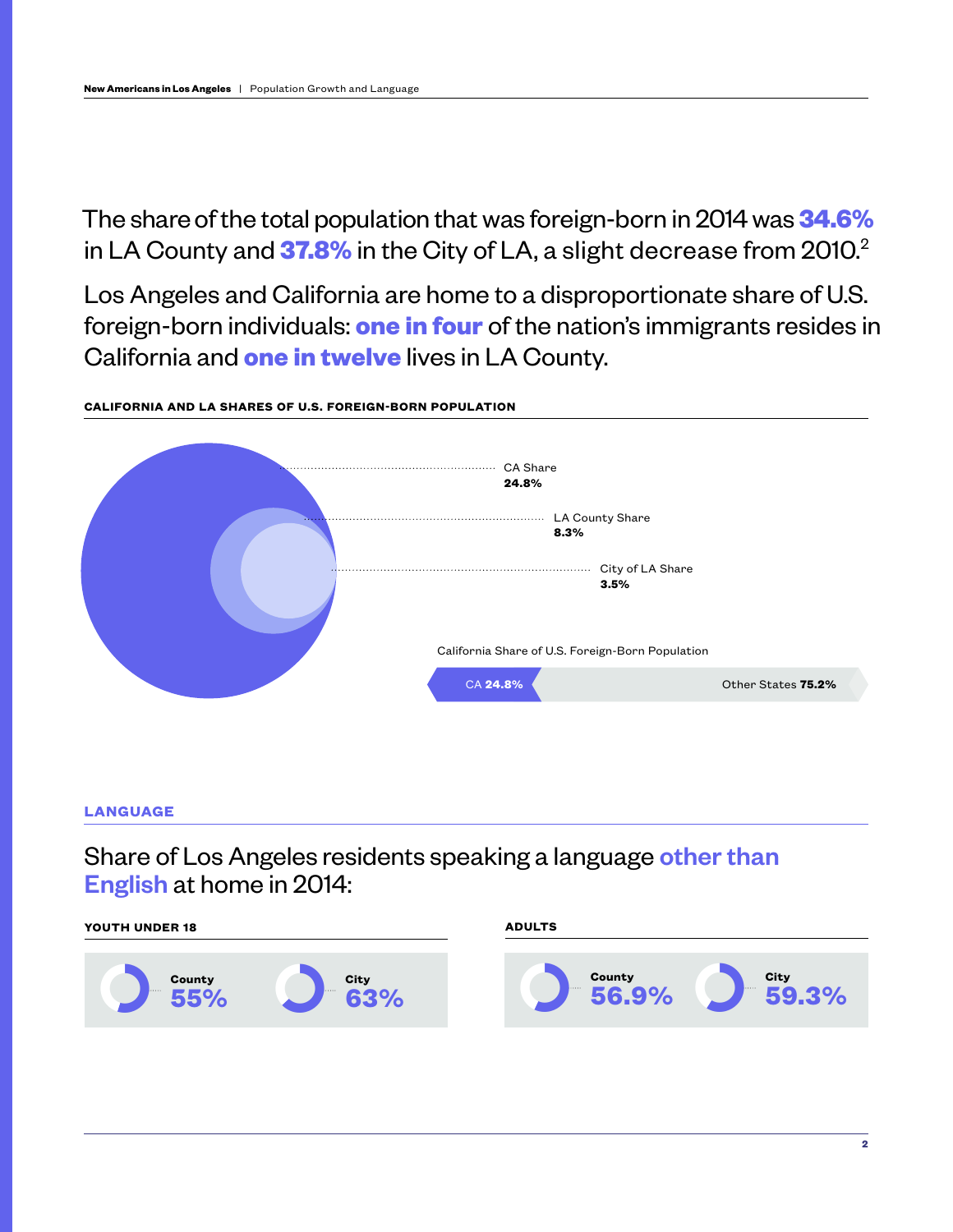The share of the total population that was foreign-born in 2014 was **34.6%** in LA County and **37.8%** in the City of LA, a slight decrease from 2010.[2]

Los Angeles and California are home to a disproportionate share of U.S. foreign-born individuals: **one in four** of the nation's immigrants resides in California and **one in twelve** lives in LA County.

**CALIFORNIA AND LA SHARES OF U.S. FOREIGN-BORN POPULATION**

CA Share
**24.8%**

LA County Share
**8.3%**

City of LA Share
**3.5%**

California Share of U.S. Foreign-Born Population

CA **24.8%** | Other States **75.2%**

## LANGUAGE

Share of Los Angeles residents speaking a language **other than English** at home in 2014:

**YOUTH UNDER 18**

County **55%**

City **63%**

**ADULTS**

County **56.9%**

City **59.3%**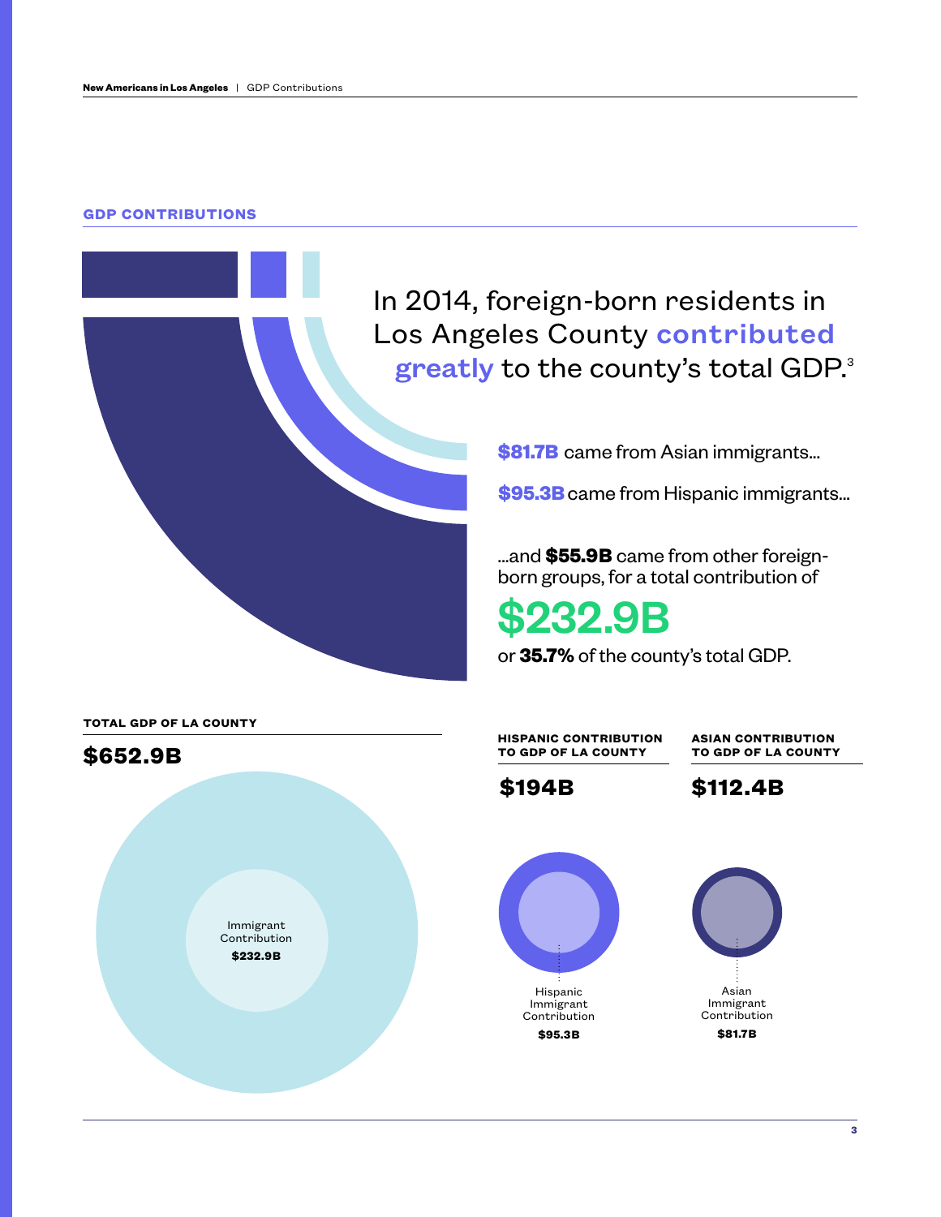## GDP CONTRIBUTIONS

In 2014, foreign-born residents in Los Angeles County **contributed greatly** to the county's total GDP.[3]

**$81.7B** came from Asian immigrants...

**$95.3B** came from Hispanic immigrants...

...and **$55.9B** came from other foreign-born groups, for a total contribution of

**$232.9B**

or **35.7%** of the county's total GDP.

**TOTAL GDP OF LA COUNTY**

**$652.9B**

Immigrant Contribution
**$232.9B**

**HISPANIC CONTRIBUTION TO GDP OF LA COUNTY**

**$194B**

Hispanic Immigrant Contribution
**$95.3B**

**ASIAN CONTRIBUTION TO GDP OF LA COUNTY**

**$112.4B**

Asian Immigrant Contribution
**$81.7B**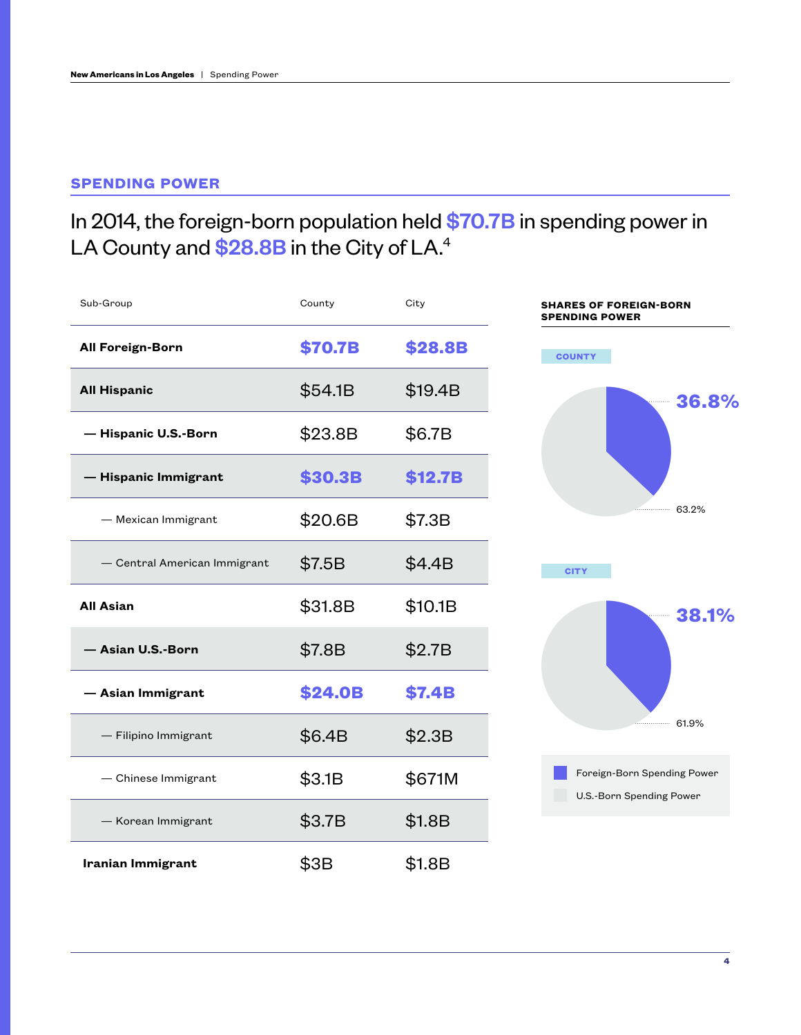## SPENDING POWER

In 2014, the foreign-born population held **$70.7B** in spending power in LA County and **$28.8B** in the City of LA.[4]

| Sub-Group | County | City |
|---|---|---|
| **All Foreign-Born** | **$70.7B** | **$28.8B** |
| **All Hispanic** | $54.1B | $19.4B |
| **— Hispanic U.S.-Born** | $23.8B | $6.7B |
| **— Hispanic Immigrant** | **$30.3B** | **$12.7B** |
| — Mexican Immigrant | $20.6B | $7.3B |
| — Central American Immigrant | $7.5B | $4.4B |
| **All Asian** | $31.8B | $10.1B |
| **— Asian U.S.-Born** | $7.8B | $2.7B |
| **— Asian Immigrant** | **$24.0B** | **$7.4B** |
| — Filipino Immigrant | $6.4B | $2.3B |
| — Chinese Immigrant | $3.1B | $671M |
| — Korean Immigrant | $3.7B | $1.8B |
| **Iranian Immigrant** | $3B | $1.8B |

**SHARES OF FOREIGN-BORN SPENDING POWER**

COUNTY

- Foreign-Born Spending Power: 36.8%
- U.S.-Born Spending Power: 63.2%

CITY

- Foreign-Born Spending Power: 38.1%
- U.S.-Born Spending Power: 61.9%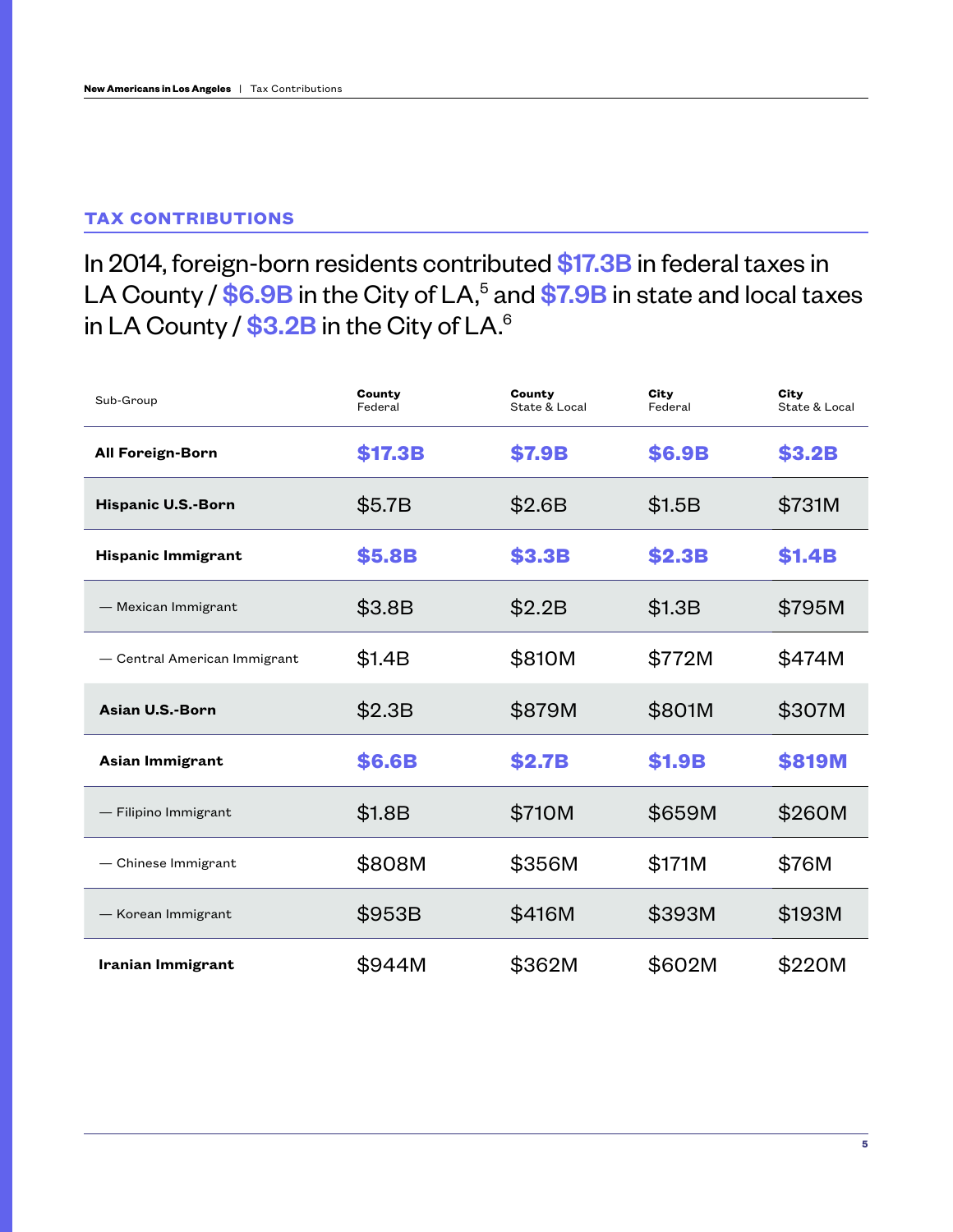## TAX CONTRIBUTIONS

In 2014, foreign-born residents contributed **$17.3B** in federal taxes in LA County / **$6.9B** in the City of LA,[5] and **$7.9B** in state and local taxes in LA County / **$3.2B** in the City of LA.[6]

| Sub-Group | County Federal | County State & Local | City Federal | City State & Local |
|---|---|---|---|---|
| **All Foreign-Born** | **$17.3B** | **$7.9B** | **$6.9B** | **$3.2B** |
| **Hispanic U.S.-Born** | $5.7B | $2.6B | $1.5B | $731M |
| **Hispanic Immigrant** | **$5.8B** | **$3.3B** | **$2.3B** | **$1.4B** |
| — Mexican Immigrant | $3.8B | $2.2B | $1.3B | $795M |
| — Central American Immigrant | $1.4B | $810M | $772M | $474M |
| **Asian U.S.-Born** | $2.3B | $879M | $801M | $307M |
| **Asian Immigrant** | **$6.6B** | **$2.7B** | **$1.9B** | **$819M** |
| — Filipino Immigrant | $1.8B | $710M | $659M | $260M |
| — Chinese Immigrant | $808M | $356M | $171M | $76M |
| — Korean Immigrant | $953B | $416M | $393M | $193M |
| **Iranian Immigrant** | $944M | $362M | $602M | $220M |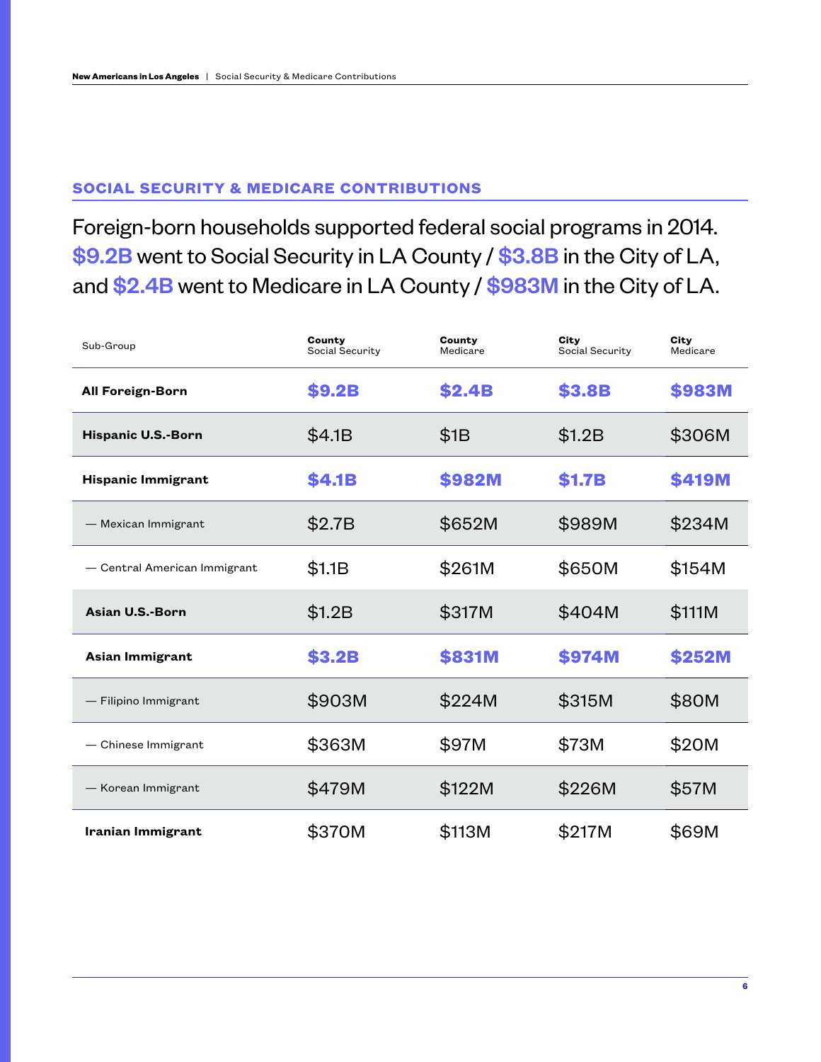## SOCIAL SECURITY & MEDICARE CONTRIBUTIONS

Foreign-born households supported federal social programs in 2014. **$9.2B** went to Social Security in LA County / **$3.8B** in the City of LA, and **$2.4B** went to Medicare in LA County / **$983M** in the City of LA.

| Sub-Group | County Social Security | County Medicare | City Social Security | City Medicare |
|---|---|---|---|---|
| **All Foreign-Born** | **$9.2B** | **$2.4B** | **$3.8B** | **$983M** |
| **Hispanic U.S.-Born** | $4.1B | $1B | $1.2B | $306M |
| **Hispanic Immigrant** | **$4.1B** | **$982M** | **$1.7B** | **$419M** |
| — Mexican Immigrant | $2.7B | $652M | $989M | $234M |
| — Central American Immigrant | $1.1B | $261M | $650M | $154M |
| **Asian U.S.-Born** | $1.2B | $317M | $404M | $111M |
| **Asian Immigrant** | **$3.2B** | **$831M** | **$974M** | **$252M** |
| — Filipino Immigrant | $903M | $224M | $315M | $80M |
| — Chinese Immigrant | $363M | $97M | $73M | $20M |
| — Korean Immigrant | $479M | $122M | $226M | $57M |
| **Iranian Immigrant** | $370M | $113M | $217M | $69M |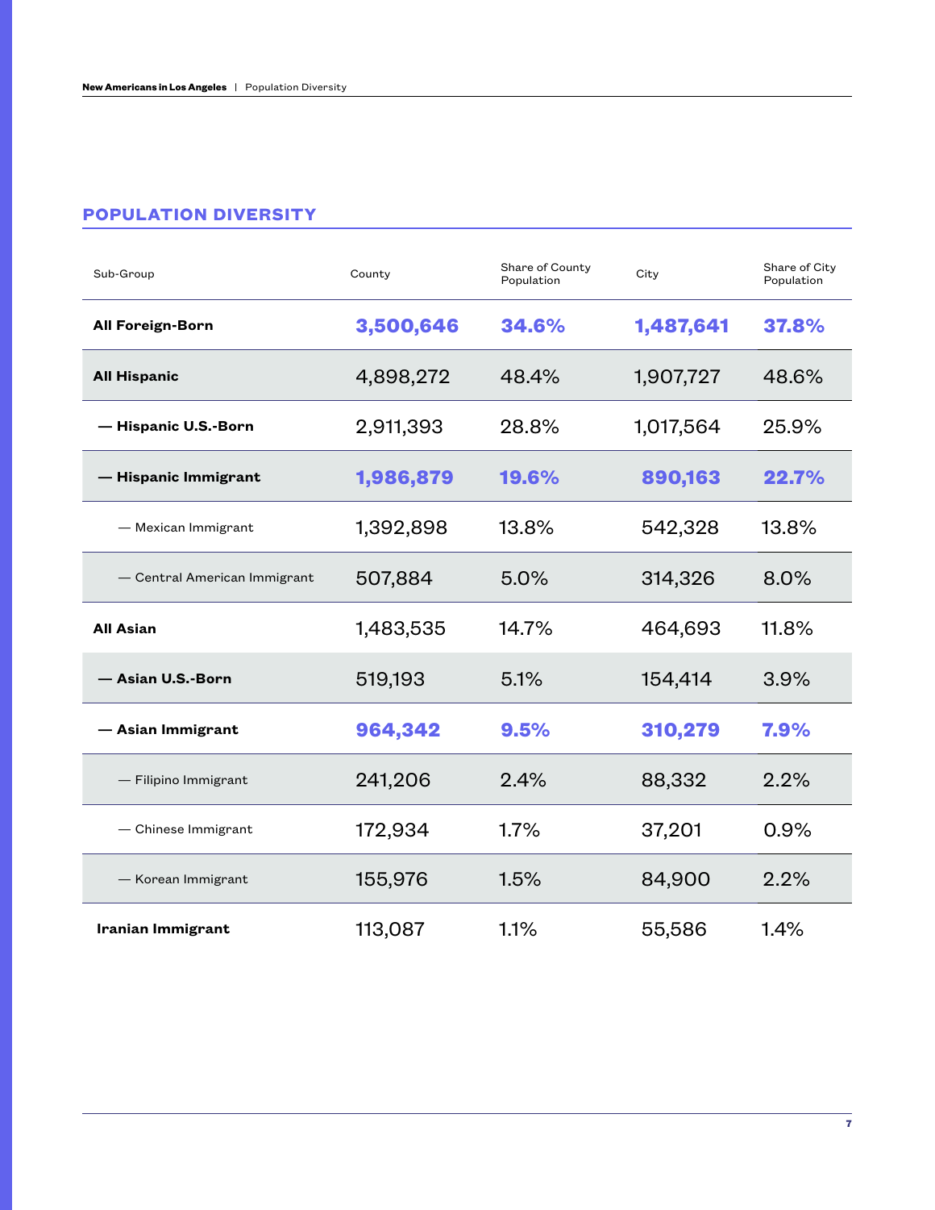## POPULATION DIVERSITY

| Sub-Group | County | Share of County Population | City | Share of City Population |
|---|---|---|---|---|
| **All Foreign-Born** | **3,500,646** | **34.6%** | **1,487,641** | **37.8%** |
| **All Hispanic** | 4,898,272 | 48.4% | 1,907,727 | 48.6% |
| **— Hispanic U.S.-Born** | 2,911,393 | 28.8% | 1,017,564 | 25.9% |
| **— Hispanic Immigrant** | **1,986,879** | **19.6%** | **890,163** | **22.7%** |
| — Mexican Immigrant | 1,392,898 | 13.8% | 542,328 | 13.8% |
| — Central American Immigrant | 507,884 | 5.0% | 314,326 | 8.0% |
| **All Asian** | 1,483,535 | 14.7% | 464,693 | 11.8% |
| **— Asian U.S.-Born** | 519,193 | 5.1% | 154,414 | 3.9% |
| **— Asian Immigrant** | **964,342** | **9.5%** | **310,279** | **7.9%** |
| — Filipino Immigrant | 241,206 | 2.4% | 88,332 | 2.2% |
| — Chinese Immigrant | 172,934 | 1.7% | 37,201 | 0.9% |
| — Korean Immigrant | 155,976 | 1.5% | 84,900 | 2.2% |
| **Iranian Immigrant** | 113,087 | 1.1% | 55,586 | 1.4% |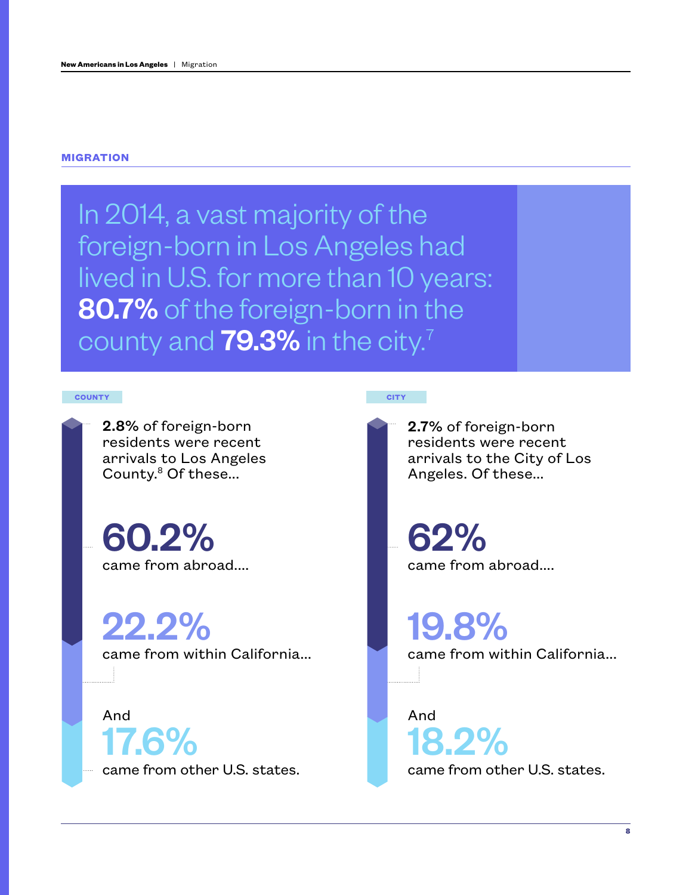## MIGRATION

In 2014, a vast majority of the foreign-born in Los Angeles had lived in U.S. for more than 10 years: **80.7%** of the foreign-born in the county and **79.3%** in the city.[7]

### COUNTY

**2.8%** of foreign-born residents were recent arrivals to Los Angeles County.[8] Of these...

**60.2%**
came from abroad....

**22.2%**
came from within California...

And
**17.6%**
came from other U.S. states.

### CITY

**2.7%** of foreign-born residents were recent arrivals to the City of Los Angeles. Of these...

**62%**
came from abroad....

**19.8%**
came from within California...

And
**18.2%**
came from other U.S. states.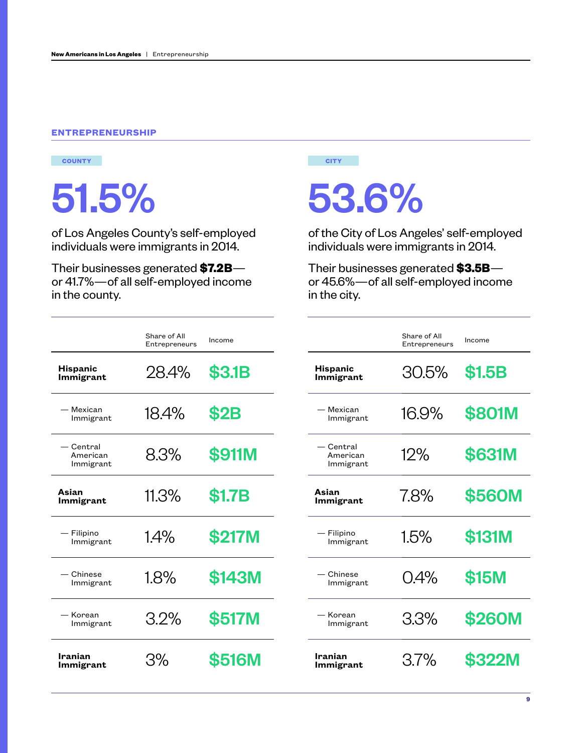## ENTREPRENEURSHIP

### COUNTY

# 51.5%

of Los Angeles County's self-employed individuals were immigrants in 2014.

Their businesses generated **$7.2B**—or 41.7%—of all self-employed income in the county.

| | Share of All Entrepreneurs | Income |
|---|---|---|
| **Hispanic Immigrant** | 28.4% | $3.1B |
| — Mexican Immigrant | 18.4% | $2B |
| — Central American Immigrant | 8.3% | $911M |
| **Asian Immigrant** | 11.3% | $1.7B |
| — Filipino Immigrant | 1.4% | $217M |
| — Chinese Immigrant | 1.8% | $143M |
| — Korean Immigrant | 3.2% | $517M |
| **Iranian Immigrant** | 3% | $516M |

### CITY

# 53.6%

of the City of Los Angeles' self-employed individuals were immigrants in 2014.

Their businesses generated **$3.5B**—or 45.6%—of all self-employed income in the city.

| | Share of All Entrepreneurs | Income |
|---|---|---|
| **Hispanic Immigrant** | 30.5% | $1.5B |
| — Mexican Immigrant | 16.9% | $801M |
| — Central American Immigrant | 12% | $631M |
| **Asian Immigrant** | 7.8% | $560M |
| — Filipino Immigrant | 1.5% | $131M |
| — Chinese Immigrant | 0.4% | $15M |
| — Korean Immigrant | 3.3% | $260M |
| **Iranian Immigrant** | 3.7% | $322M |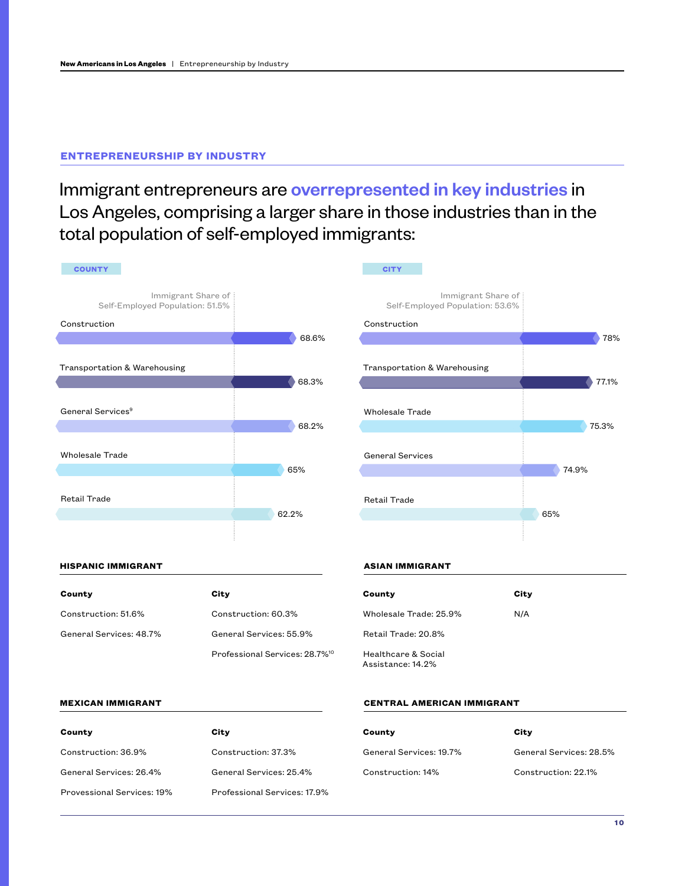## ENTREPRENEURSHIP BY INDUSTRY

Immigrant entrepreneurs are **overrepresented in key industries** in Los Angeles, comprising a larger share in those industries than in the total population of self-employed immigrants:

**COUNTY**

Immigrant Share of Self-Employed Population: 51.5%

| Industry | Immigrant Share |
| --- | --- |
| Construction | 68.6% |
| Transportation & Warehousing | 68.3% |
| General Services[9] | 68.2% |
| Wholesale Trade | 65% |
| Retail Trade | 62.2% |

**CITY**

Immigrant Share of Self-Employed Population: 53.6%

| Industry | Immigrant Share |
| --- | --- |
| Construction | 78% |
| Transportation & Warehousing | 77.1% |
| Wholesale Trade | 75.3% |
| General Services | 74.9% |
| Retail Trade | 65% |

### HISPANIC IMMIGRANT

**County**

Construction: 51.6%

General Services: 48.7%

**City**

Construction: 60.3%

General Services: 55.9%

Professional Services: 28.7%[10]

### ASIAN IMMIGRANT

**County**

Wholesale Trade: 25.9%

Retail Trade: 20.8%

Healthcare & Social Assistance: 14.2%

**City**

N/A

### MEXICAN IMMIGRANT

**County**

Construction: 36.9%

General Services: 26.4%

Provessional Services: 19%

**City**

Construction: 37.3%

General Services: 25.4%

Professional Services: 17.9%

### CENTRAL AMERICAN IMMIGRANT

**County**

General Services: 19.7%

Construction: 14%

**City**

General Services: 28.5%

Construction: 22.1%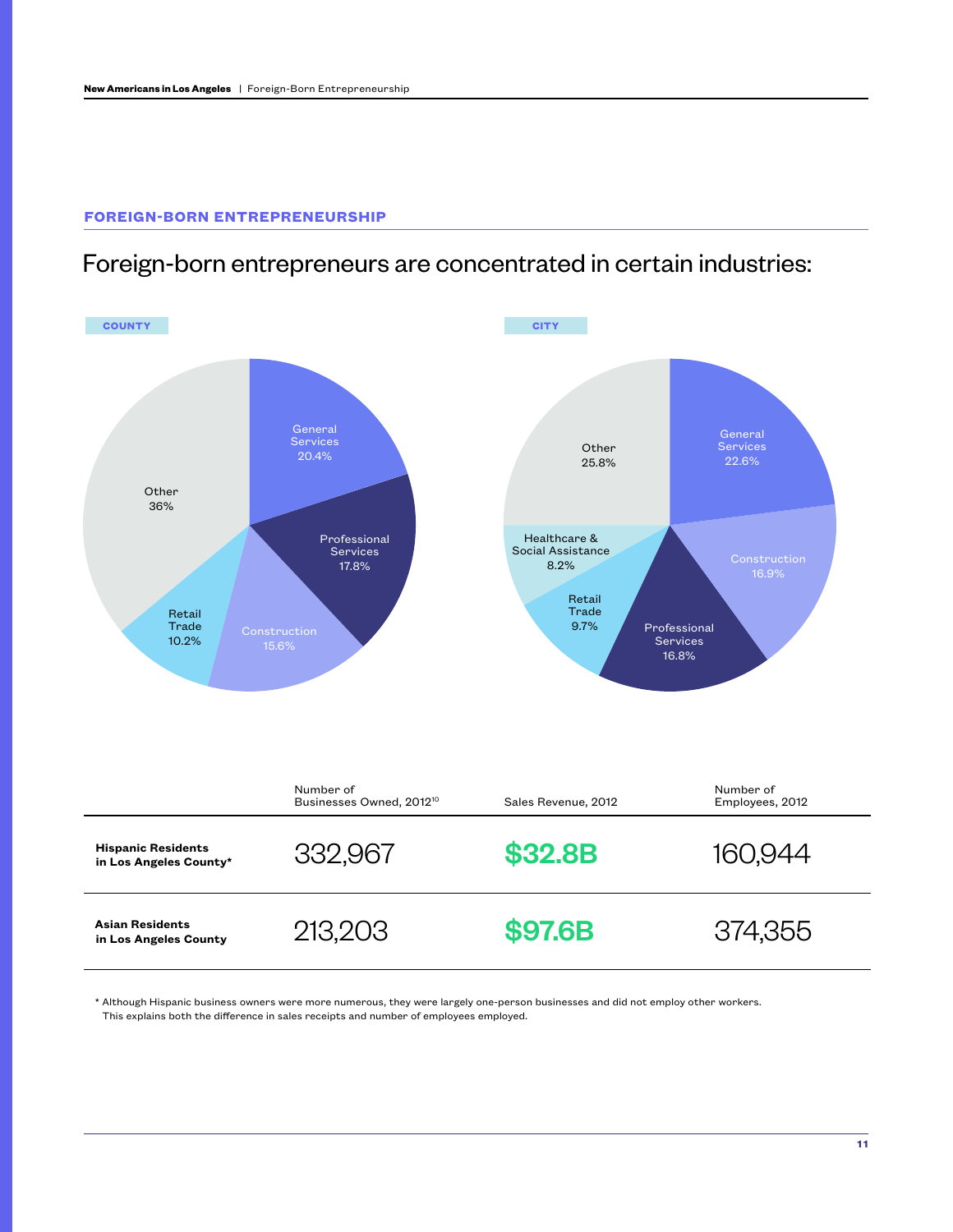## FOREIGN-BORN ENTREPRENEURSHIP

Foreign-born entrepreneurs are concentrated in certain industries:

**COUNTY**

| Industry | Share |
|---|---|
| General Services | 20.4% |
| Professional Services | 17.8% |
| Construction | 15.6% |
| Retail Trade | 10.2% |
| Other | 36% |

**CITY**

| Industry | Share |
|---|---|
| General Services | 22.6% |
| Construction | 16.9% |
| Professional Services | 16.8% |
| Retail Trade | 9.7% |
| Healthcare & Social Assistance | 8.2% |
| Other | 25.8% |

| | Number of Businesses Owned, 2012[10] | Sales Revenue, 2012 | Number of Employees, 2012 |
|---|---|---|---|
| **Hispanic Residents in Los Angeles County*** | 332,967 | **$32.8B** | 160,944 |
| **Asian Residents in Los Angeles County** | 213,203 | **$97.6B** | 374,355 |

* Although Hispanic business owners were more numerous, they were largely one-person businesses and did not employ other workers. This explains both the difference in sales receipts and number of employees employed.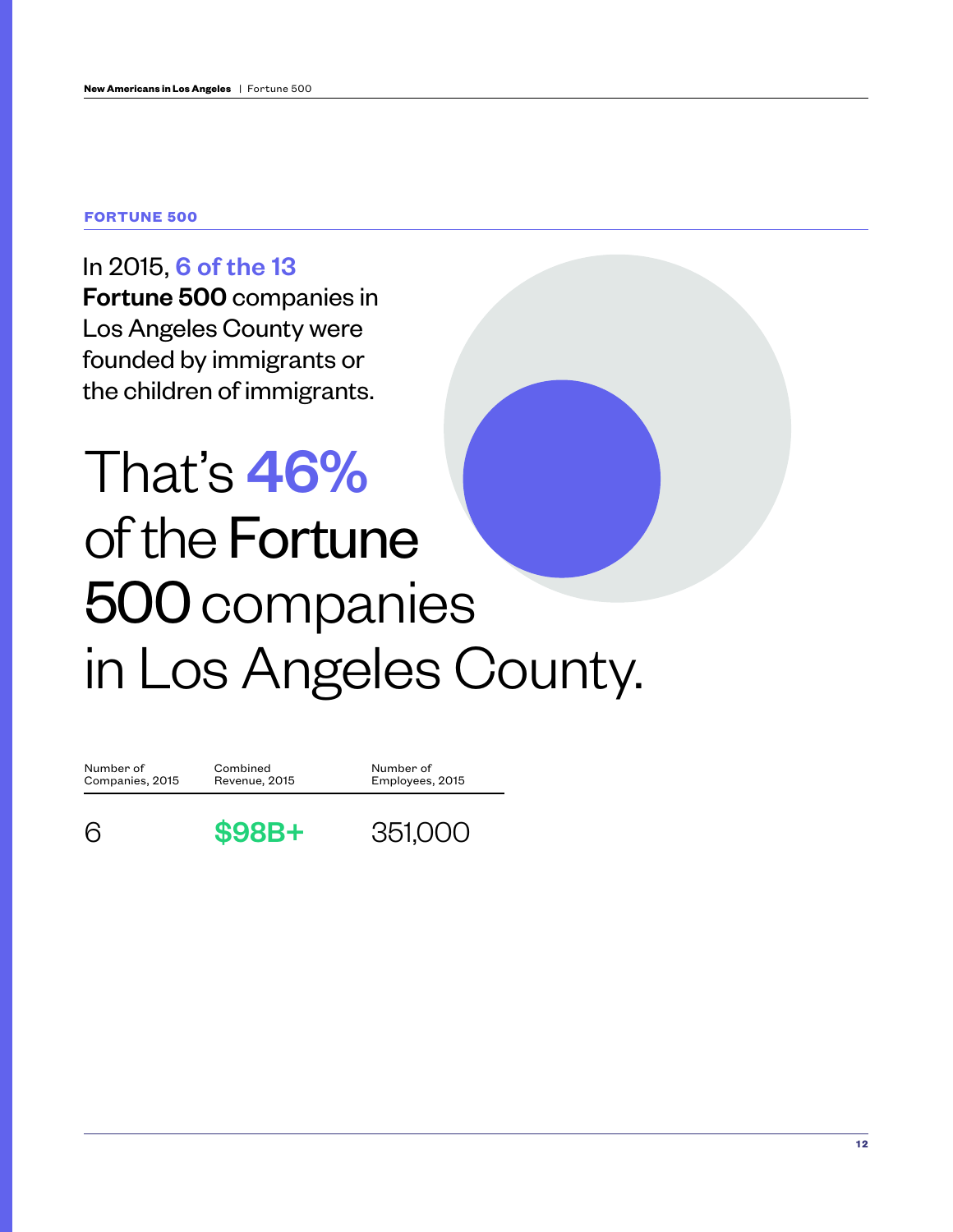## FORTUNE 500

In 2015, **6 of the 13 Fortune 500** companies in Los Angeles County were founded by immigrants or the children of immigrants.

# That's **46%** of the **Fortune 500** companies in Los Angeles County.

| Number of Companies, 2015 | Combined Revenue, 2015 | Number of Employees, 2015 |
|---|---|---|
| 6 | $98B+ | 351,000 |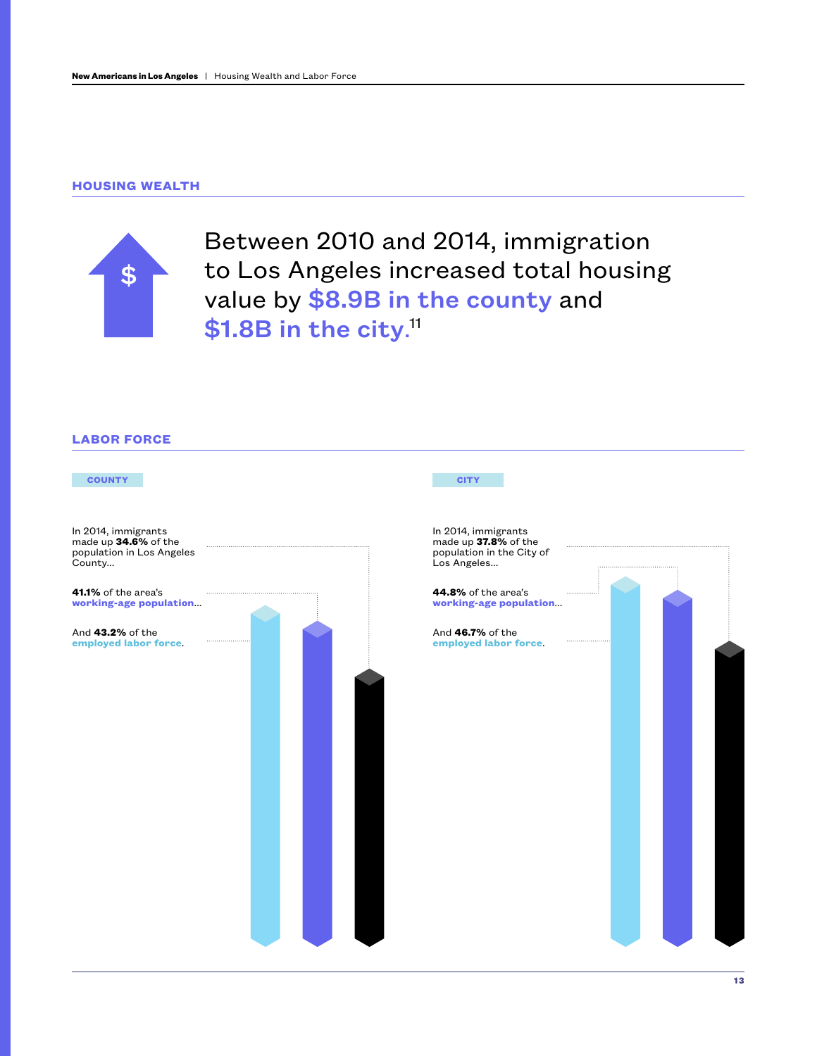## HOUSING WEALTH

Between 2010 and 2014, immigration to Los Angeles increased total housing value by **$8.9B in the county** and **$1.8B in the city.**[11]

## LABOR FORCE

### COUNTY

In 2014, immigrants made up **34.6%** of the population in Los Angeles County...

**41.1%** of the area's **working-age population**...

And **43.2%** of the **employed labor force**.

### CITY

In 2014, immigrants made up **37.8%** of the population in the City of Los Angeles...

**44.8%** of the area's **working-age population**...

And **46.7%** of the **employed labor force**.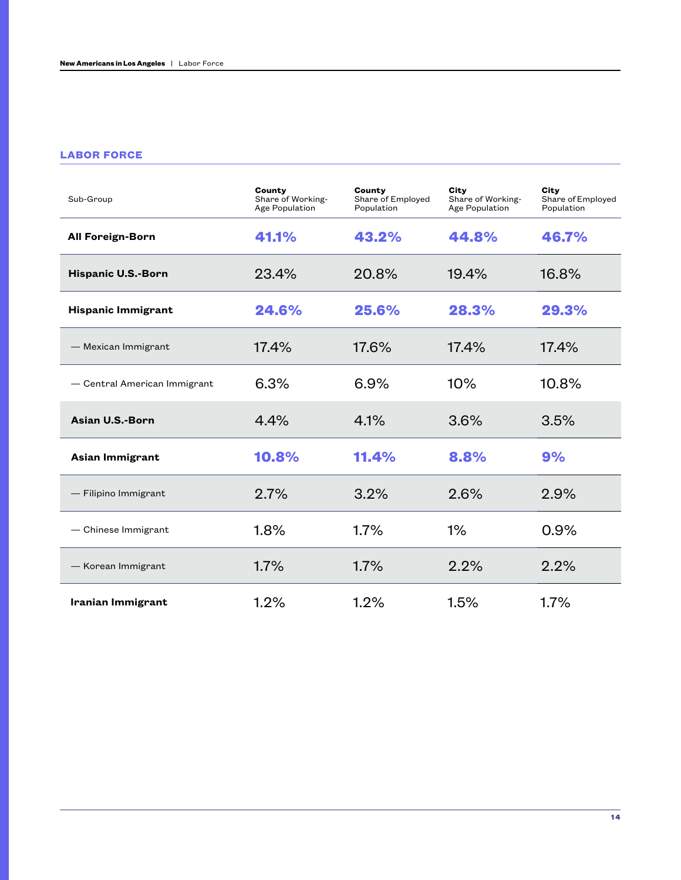## LABOR FORCE

| Sub-Group | **County** Share of Working-Age Population | **County** Share of Employed Population | **City** Share of Working-Age Population | **City** Share of Employed Population |
|---|---|---|---|---|
| **All Foreign-Born** | **41.1%** | **43.2%** | **44.8%** | **46.7%** |
| **Hispanic U.S.-Born** | 23.4% | 20.8% | 19.4% | 16.8% |
| **Hispanic Immigrant** | **24.6%** | **25.6%** | **28.3%** | **29.3%** |
| — Mexican Immigrant | 17.4% | 17.6% | 17.4% | 17.4% |
| — Central American Immigrant | 6.3% | 6.9% | 10% | 10.8% |
| **Asian U.S.-Born** | 4.4% | 4.1% | 3.6% | 3.5% |
| **Asian Immigrant** | **10.8%** | **11.4%** | **8.8%** | **9%** |
| — Filipino Immigrant | 2.7% | 3.2% | 2.6% | 2.9% |
| — Chinese Immigrant | 1.8% | 1.7% | 1% | 0.9% |
| — Korean Immigrant | 1.7% | 1.7% | 2.2% | 2.2% |
| **Iranian Immigrant** | 1.2% | 1.2% | 1.5% | 1.7% |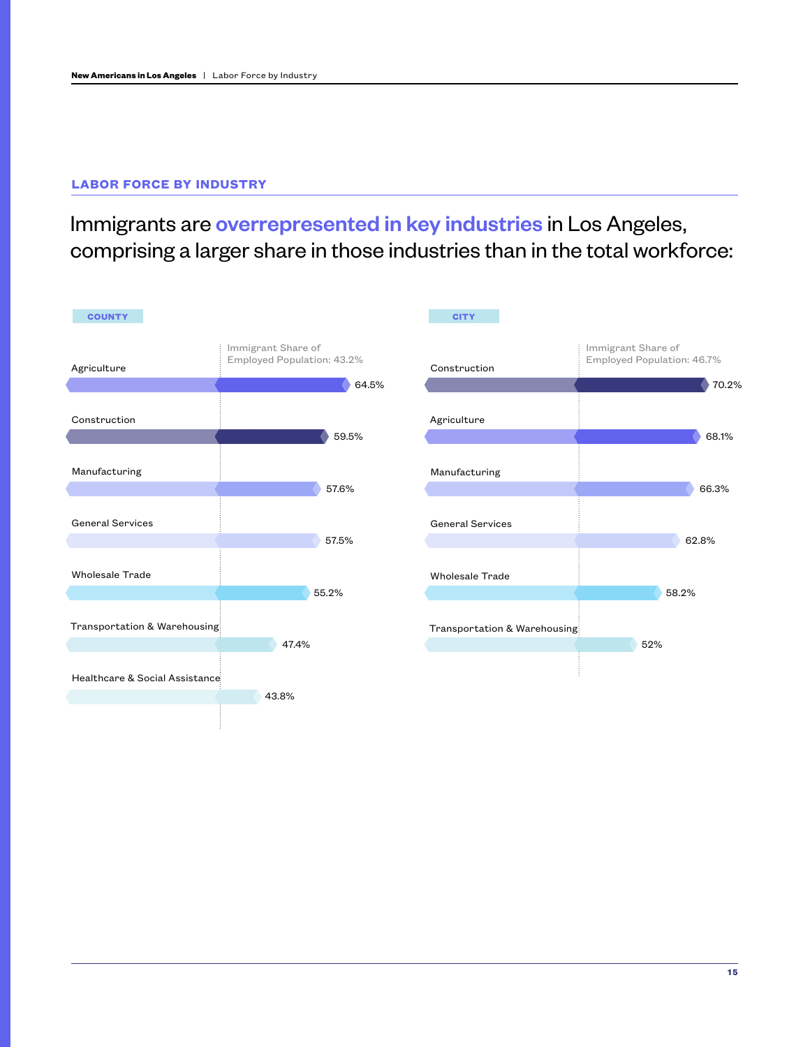## LABOR FORCE BY INDUSTRY

# Immigrants are **overrepresented in key industries** in Los Angeles, comprising a larger share in those industries than in the total workforce:

**COUNTY**

Immigrant Share of Employed Population: 43.2%

| Industry | Immigrant Share |
| --- | --- |
| Agriculture | 64.5% |
| Construction | 59.5% |
| Manufacturing | 57.6% |
| General Services | 57.5% |
| Wholesale Trade | 55.2% |
| Transportation & Warehousing | 47.4% |
| Healthcare & Social Assistance | 43.8% |

**CITY**

Immigrant Share of Employed Population: 46.7%

| Industry | Immigrant Share |
| --- | --- |
| Construction | 70.2% |
| Agriculture | 68.1% |
| Manufacturing | 66.3% |
| General Services | 62.8% |
| Wholesale Trade | 58.2% |
| Transportation & Warehousing | 52% |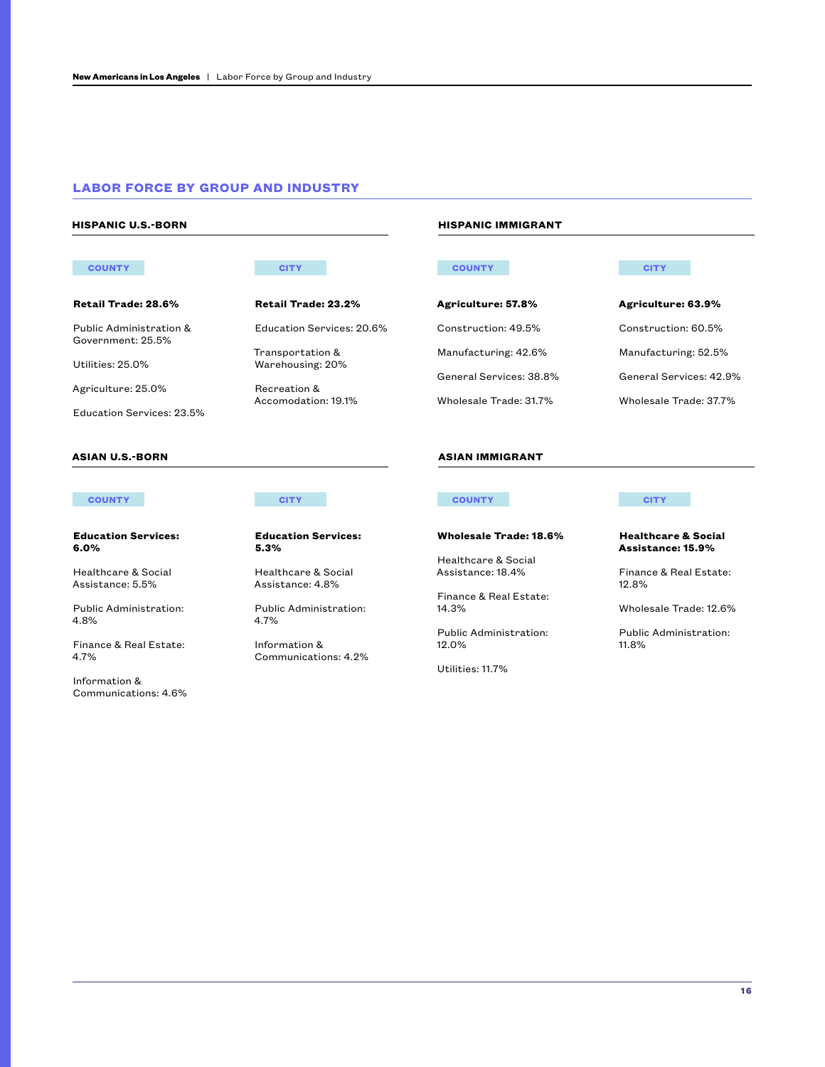## LABOR FORCE BY GROUP AND INDUSTRY

### HISPANIC U.S.-BORN

**COUNTY**

**Retail Trade: 28.6%**

Public Administration & Government: 25.5%

Utilities: 25.0%

Agriculture: 25.0%

Education Services: 23.5%

**CITY**

**Retail Trade: 23.2%**

Education Services: 20.6%

Transportation & Warehousing: 20%

Recreation & Accomodation: 19.1%

### HISPANIC IMMIGRANT

**COUNTY**

**Agriculture: 57.8%**

Construction: 49.5%

Manufacturing: 42.6%

General Services: 38.8%

Wholesale Trade: 31.7%

**CITY**

**Agriculture: 63.9%**

Construction: 60.5%

Manufacturing: 52.5%

General Services: 42.9%

Wholesale Trade: 37.7%

### ASIAN U.S.-BORN

**COUNTY**

**Education Services: 6.0%**

Healthcare & Social Assistance: 5.5%

Public Administration: 4.8%

Finance & Real Estate: 4.7%

Information & Communications: 4.6%

**CITY**

**Education Services: 5.3%**

Healthcare & Social Assistance: 4.8%

Public Administration: 4.7%

Information & Communications: 4.2%

### ASIAN IMMIGRANT

**COUNTY**

**Wholesale Trade: 18.6%**

Healthcare & Social Assistance: 18.4%

Finance & Real Estate: 14.3%

Public Administration: 12.0%

Utilities: 11.7%

**CITY**

**Healthcare & Social Assistance: 15.9%**

Finance & Real Estate: 12.8%

Wholesale Trade: 12.6%

Public Administration: 11.8%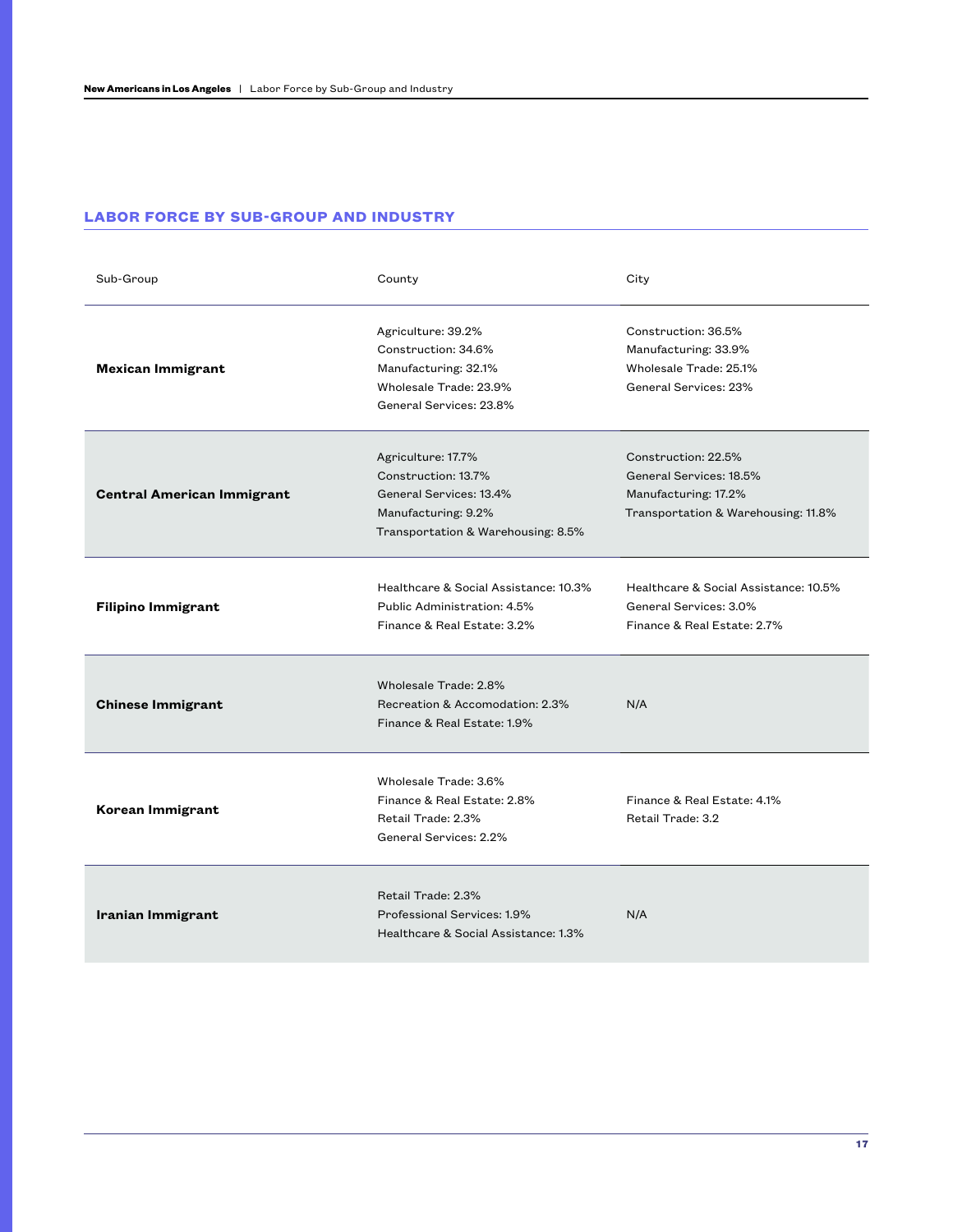## LABOR FORCE BY SUB-GROUP AND INDUSTRY

| Sub-Group | County | City |
|---|---|---|
| **Mexican Immigrant** | Agriculture: 39.2%<br>Construction: 34.6%<br>Manufacturing: 32.1%<br>Wholesale Trade: 23.9%<br>General Services: 23.8% | Construction: 36.5%<br>Manufacturing: 33.9%<br>Wholesale Trade: 25.1%<br>General Services: 23% |
| **Central American Immigrant** | Agriculture: 17.7%<br>Construction: 13.7%<br>General Services: 13.4%<br>Manufacturing: 9.2%<br>Transportation & Warehousing: 8.5% | Construction: 22.5%<br>General Services: 18.5%<br>Manufacturing: 17.2%<br>Transportation & Warehousing: 11.8% |
| **Filipino Immigrant** | Healthcare & Social Assistance: 10.3%<br>Public Administration: 4.5%<br>Finance & Real Estate: 3.2% | Healthcare & Social Assistance: 10.5%<br>General Services: 3.0%<br>Finance & Real Estate: 2.7% |
| **Chinese Immigrant** | Wholesale Trade: 2.8%<br>Recreation & Accomodation: 2.3%<br>Finance & Real Estate: 1.9% | N/A |
| **Korean Immigrant** | Wholesale Trade: 3.6%<br>Finance & Real Estate: 2.8%<br>Retail Trade: 2.3%<br>General Services: 2.2% | Finance & Real Estate: 4.1%<br>Retail Trade: 3.2 |
| **Iranian Immigrant** | Retail Trade: 2.3%<br>Professional Services: 1.9%<br>Healthcare & Social Assistance: 1.3% | N/A |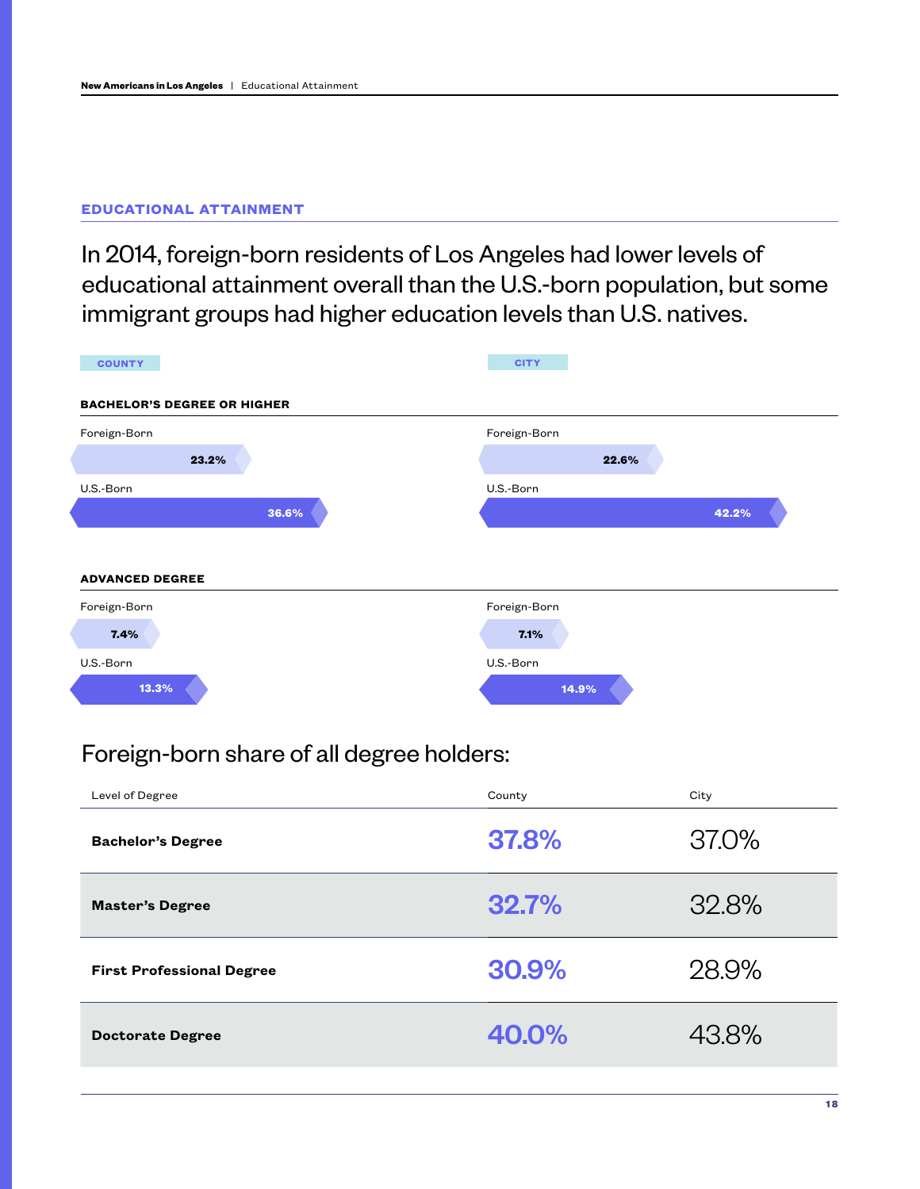## EDUCATIONAL ATTAINMENT

In 2014, foreign-born residents of Los Angeles had lower levels of educational attainment overall than the U.S.-born population, but some immigrant groups had higher education levels than U.S. natives.

### BACHELOR'S DEGREE OR HIGHER

| | COUNTY | CITY |
|---|---|---|
| Foreign-Born | 23.2% | 22.6% |
| U.S.-Born | 36.6% | 42.2% |

### ADVANCED DEGREE

| | COUNTY | CITY |
|---|---|---|
| Foreign-Born | 7.4% | 7.1% |
| U.S.-Born | 13.3% | 14.9% |

## Foreign-born share of all degree holders:

| Level of Degree | County | City |
|---|---|---|
| **Bachelor's Degree** | 37.8% | 37.0% |
| **Master's Degree** | 32.7% | 32.8% |
| **First Professional Degree** | 30.9% | 28.9% |
| **Doctorate Degree** | 40.0% | 43.8% |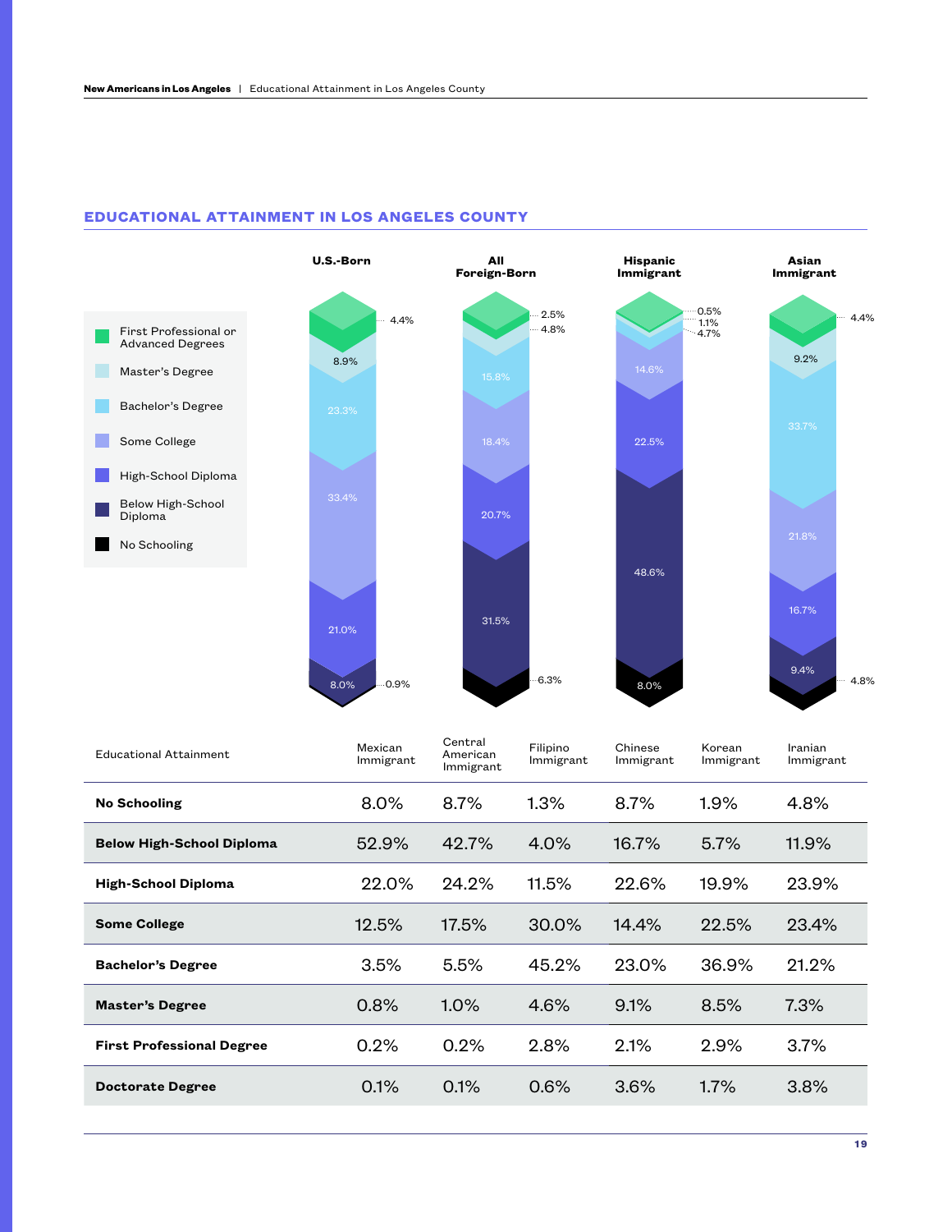## EDUCATIONAL ATTAINMENT IN LOS ANGELES COUNTY

| | U.S.-Born | All Foreign-Born | Hispanic Immigrant | Asian Immigrant |
|---|---|---|---|---|
| First Professional or Advanced Degrees | 4.4% | 2.5% | 0.5% | 4.4% |
| Master's Degree | 8.9% | 4.8% | 1.1% | 9.2% |
| Bachelor's Degree | 23.3% | 15.8% | 4.7% | 33.7% |
| Some College | 33.4% | 18.4% | 14.6% | 21.8% |
| High-School Diploma | 21.0% | 20.7% | 22.5% | 16.7% |
| Below High-School Diploma | 8.0% | 31.5% | 48.6% | 9.4% |
| No Schooling | 0.9% | 6.3% | 8.0% | 4.8% |

| Educational Attainment | Mexican Immigrant | Central American Immigrant | Filipino Immigrant | Chinese Immigrant | Korean Immigrant | Iranian Immigrant |
|---|---|---|---|---|---|---|
| **No Schooling** | 8.0% | 8.7% | 1.3% | 8.7% | 1.9% | 4.8% |
| **Below High-School Diploma** | 52.9% | 42.7% | 4.0% | 16.7% | 5.7% | 11.9% |
| **High-School Diploma** | 22.0% | 24.2% | 11.5% | 22.6% | 19.9% | 23.9% |
| **Some College** | 12.5% | 17.5% | 30.0% | 14.4% | 22.5% | 23.4% |
| **Bachelor's Degree** | 3.5% | 5.5% | 45.2% | 23.0% | 36.9% | 21.2% |
| **Master's Degree** | 0.8% | 1.0% | 4.6% | 9.1% | 8.5% | 7.3% |
| **First Professional Degree** | 0.2% | 0.2% | 2.8% | 2.1% | 2.9% | 3.7% |
| **Doctorate Degree** | 0.1% | 0.1% | 0.6% | 3.6% | 1.7% | 3.8% |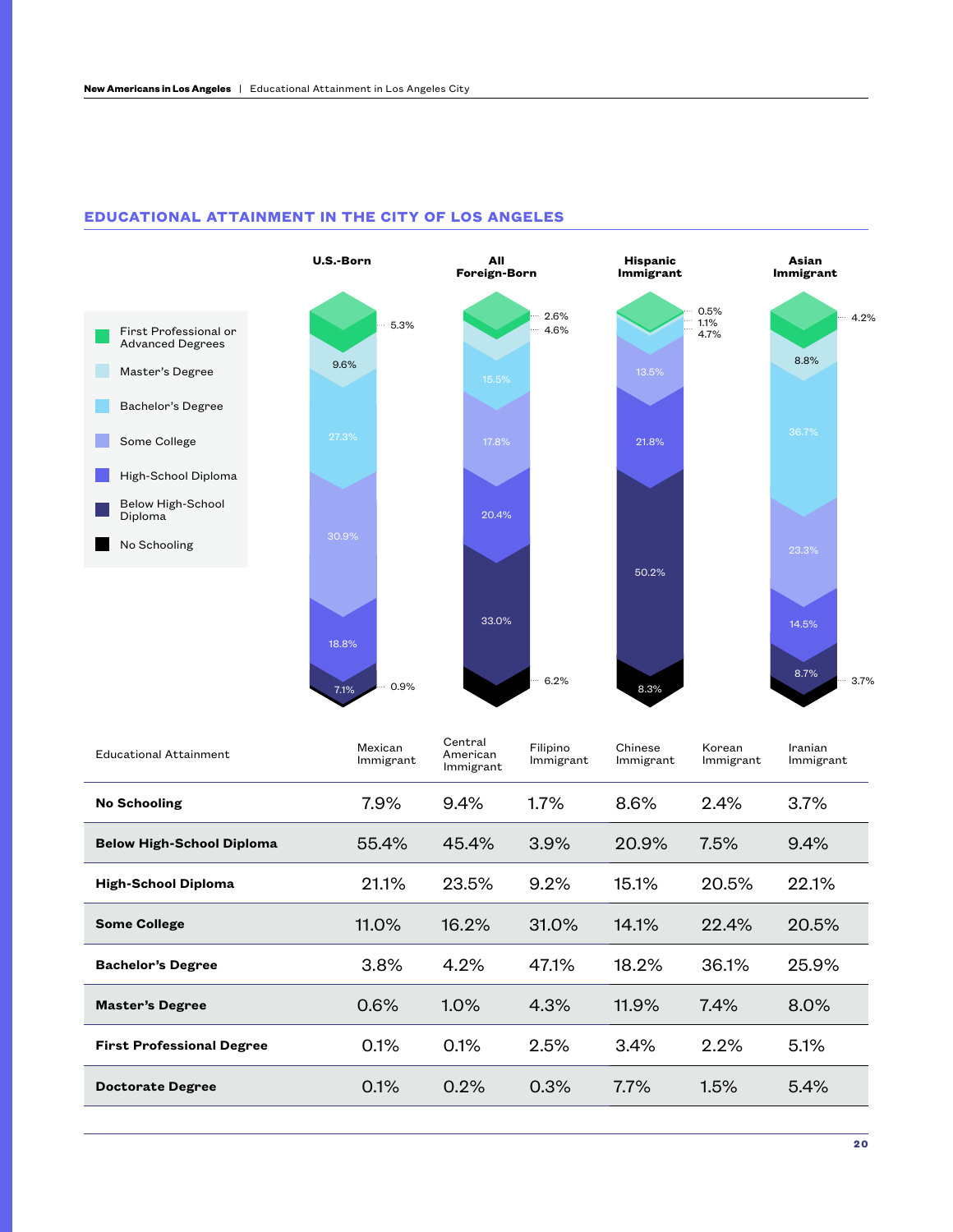## EDUCATIONAL ATTAINMENT IN THE CITY OF LOS ANGELES

| Educational Attainment | U.S.-Born | All Foreign-Born | Hispanic Immigrant | Asian Immigrant |
|---|---|---|---|---|
| First Professional or Advanced Degrees | 5.3% | 2.6% | 0.5% | 4.2% |
| Master's Degree | 9.6% | 4.6% | 1.1% | 8.8% |
| Bachelor's Degree | 27.3% | 15.5% | 4.7% | 36.7% |
| Some College | 30.9% | 17.8% | 13.5% | 23.3% |
| High-School Diploma | 18.8% | 20.4% | 21.8% | 14.5% |
| Below High-School Diploma | 7.1% | 33.0% | 50.2% | 8.7% |
| No Schooling | 0.9% | 6.2% | 8.3% | 3.7% |

| Educational Attainment | Mexican Immigrant | Central American Immigrant | Filipino Immigrant | Chinese Immigrant | Korean Immigrant | Iranian Immigrant |
|---|---|---|---|---|---|---|
| **No Schooling** | 7.9% | 9.4% | 1.7% | 8.6% | 2.4% | 3.7% |
| **Below High-School Diploma** | 55.4% | 45.4% | 3.9% | 20.9% | 7.5% | 9.4% |
| **High-School Diploma** | 21.1% | 23.5% | 9.2% | 15.1% | 20.5% | 22.1% |
| **Some College** | 11.0% | 16.2% | 31.0% | 14.1% | 22.4% | 20.5% |
| **Bachelor's Degree** | 3.8% | 4.2% | 47.1% | 18.2% | 36.1% | 25.9% |
| **Master's Degree** | 0.6% | 1.0% | 4.3% | 11.9% | 7.4% | 8.0% |
| **First Professional Degree** | 0.1% | 0.1% | 2.5% | 3.4% | 2.2% | 5.1% |
| **Doctorate Degree** | 0.1% | 0.2% | 0.3% | 7.7% | 1.5% | 5.4% |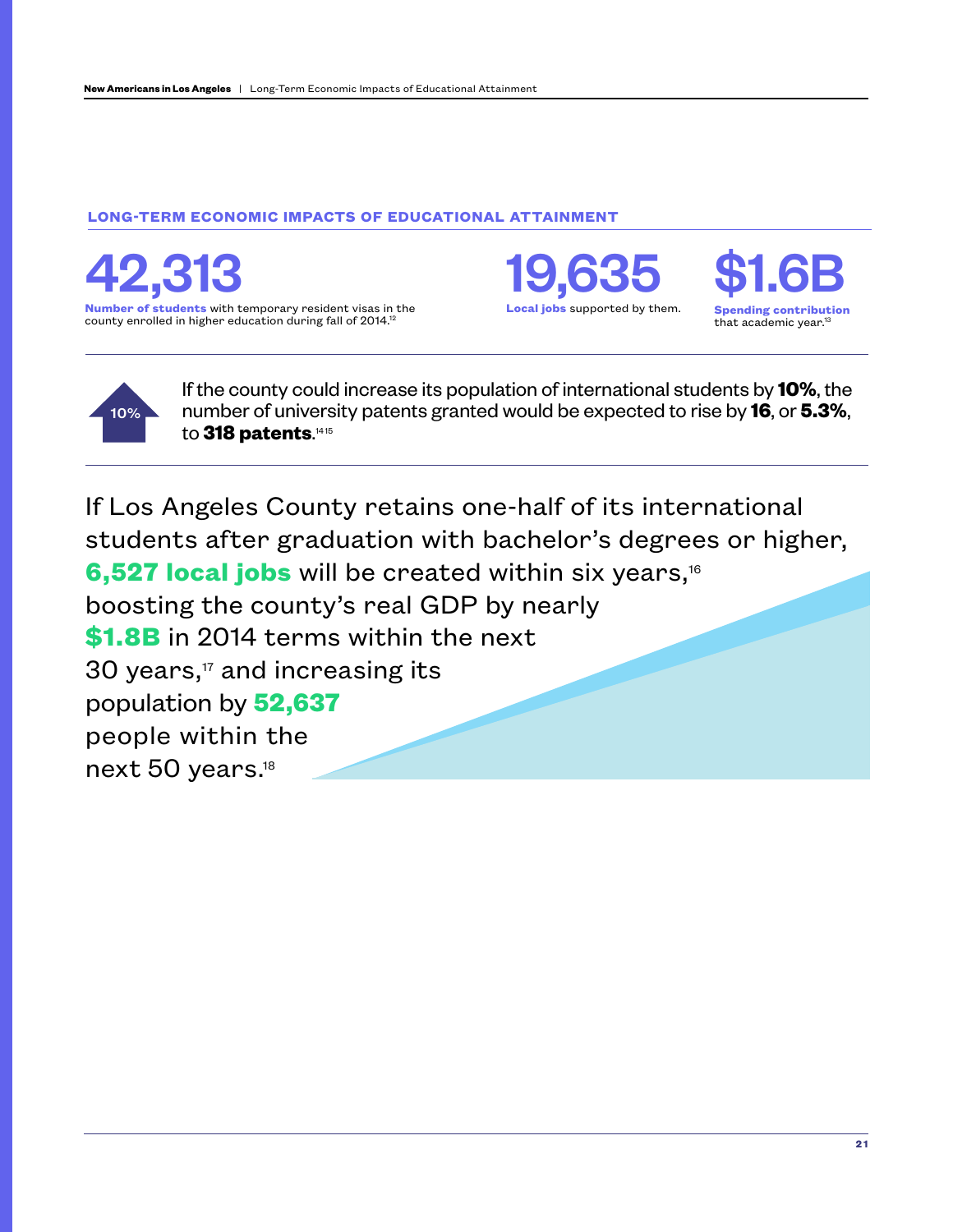## LONG-TERM ECONOMIC IMPACTS OF EDUCATIONAL ATTAINMENT

**42,313**

**Number of students** with temporary resident visas in the county enrolled in higher education during fall of 2014.[12]

**19,635**

**Local jobs** supported by them.

**$1.6B**

**Spending contribution** that academic year.[13]

10%

If the county could increase its population of international students by **10%**, the number of university patents granted would be expected to rise by **16**, or **5.3%**, to **318 patents**.[14,15]

If Los Angeles County retains one-half of its international students after graduation with bachelor's degrees or higher, **6,527 local jobs** will be created within six years,[16] boosting the county's real GDP by nearly **$1.8B** in 2014 terms within the next 30 years,[17] and increasing its population by **52,637** people within the next 50 years.[18]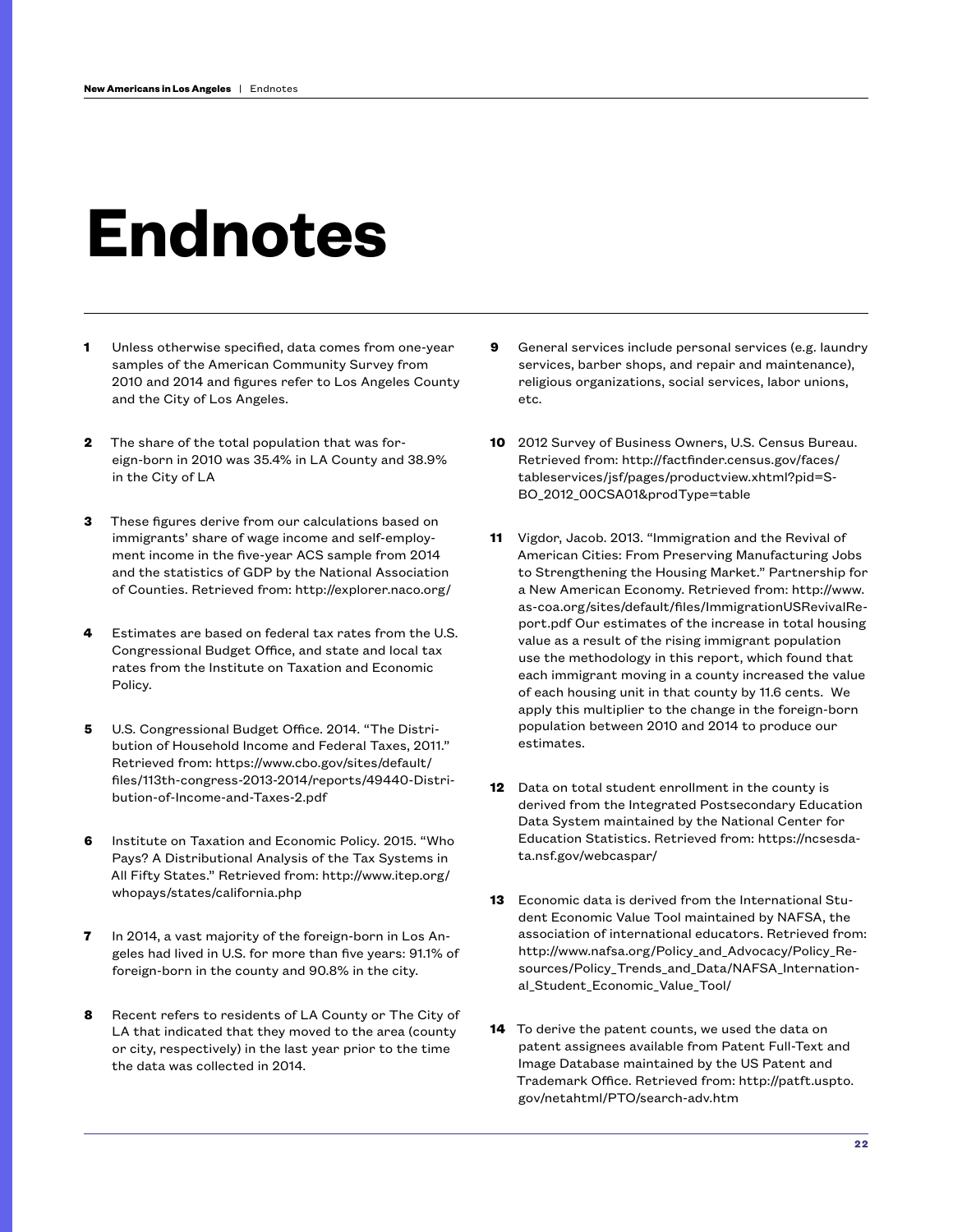# Endnotes

1. Unless otherwise specified, data comes from one-year samples of the American Community Survey from 2010 and 2014 and figures refer to Los Angeles County and the City of Los Angeles.

2. The share of the total population that was foreign-born in 2010 was 35.4% in LA County and 38.9% in the City of LA

3. These figures derive from our calculations based on immigrants' share of wage income and self-employment income in the five-year ACS sample from 2014 and the statistics of GDP by the National Association of Counties. Retrieved from: http://explorer.naco.org/

4. Estimates are based on federal tax rates from the U.S. Congressional Budget Office, and state and local tax rates from the Institute on Taxation and Economic Policy.

5. U.S. Congressional Budget Office. 2014. "The Distribution of Household Income and Federal Taxes, 2011." Retrieved from: https://www.cbo.gov/sites/default/files/113th-congress-2013-2014/reports/49440-Distribution-of-Income-and-Taxes-2.pdf

6. Institute on Taxation and Economic Policy. 2015. "Who Pays? A Distributional Analysis of the Tax Systems in All Fifty States." Retrieved from: http://www.itep.org/whopays/states/california.php

7. In 2014, a vast majority of the foreign-born in Los Angeles had lived in U.S. for more than five years: 91.1% of foreign-born in the county and 90.8% in the city.

8. Recent refers to residents of LA County or The City of LA that indicated that they moved to the area (county or city, respectively) in the last year prior to the time the data was collected in 2014.

9. General services include personal services (e.g. laundry services, barber shops, and repair and maintenance), religious organizations, social services, labor unions, etc.

10. 2012 Survey of Business Owners, U.S. Census Bureau. Retrieved from: http://factfinder.census.gov/faces/tableservices/jsf/pages/productview.xhtml?pid=SBO_2012_00CSA01&prodType=table

11. Vigdor, Jacob. 2013. "Immigration and the Revival of American Cities: From Preserving Manufacturing Jobs to Strengthening the Housing Market." Partnership for a New American Economy. Retrieved from: http://www.as-coa.org/sites/default/files/ImmigrationUSRevivalReport.pdf Our estimates of the increase in total housing value as a result of the rising immigrant population use the methodology in this report, which found that each immigrant moving in a county increased the value of each housing unit in that county by 11.6 cents. We apply this multiplier to the change in the foreign-born population between 2010 and 2014 to produce our estimates.

12. Data on total student enrollment in the county is derived from the Integrated Postsecondary Education Data System maintained by the National Center for Education Statistics. Retrieved from: https://ncsesdata.nsf.gov/webcaspar/

13. Economic data is derived from the International Student Economic Value Tool maintained by NAFSA, the association of international educators. Retrieved from: http://www.nafsa.org/Policy_and_Advocacy/Policy_Resources/Policy_Trends_and_Data/NAFSA_International_Student_Economic_Value_Tool/

14. To derive the patent counts, we used the data on patent assignees available from Patent Full-Text and Image Database maintained by the US Patent and Trademark Office. Retrieved from: http://patft.uspto.gov/netahtml/PTO/search-adv.htm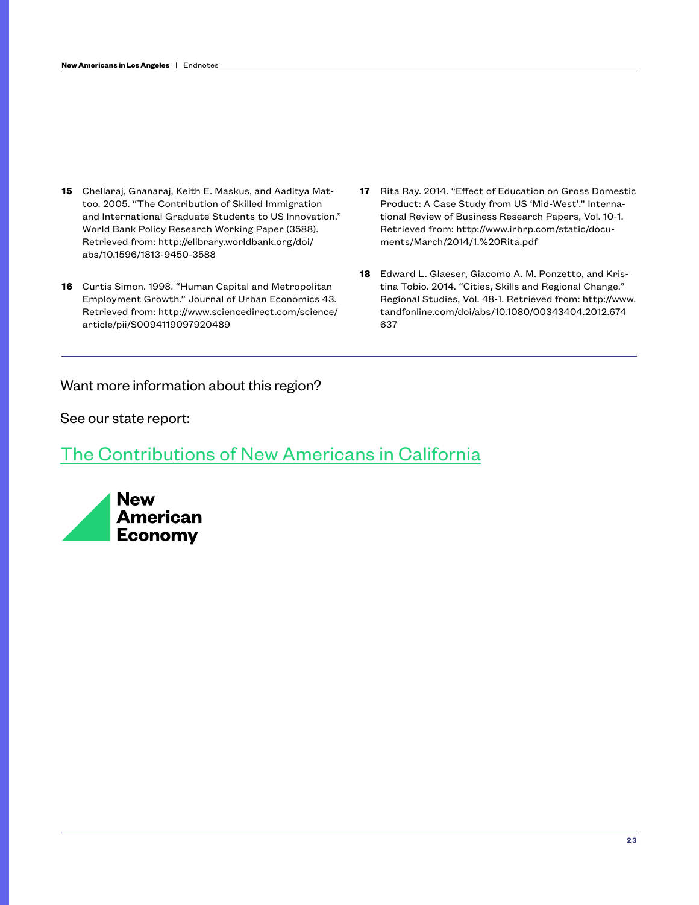15 Chellaraj, Gnanaraj, Keith E. Maskus, and Aaditya Mattoo. 2005. "The Contribution of Skilled Immigration and International Graduate Students to US Innovation." World Bank Policy Research Working Paper (3588). Retrieved from: http://elibrary.worldbank.org/doi/abs/10.1596/1813-9450-3588

16 Curtis Simon. 1998. "Human Capital and Metropolitan Employment Growth." Journal of Urban Economics 43. Retrieved from: http://www.sciencedirect.com/science/article/pii/S0094119097920489

17 Rita Ray. 2014. "Effect of Education on Gross Domestic Product: A Case Study from US 'Mid-West'." International Review of Business Research Papers, Vol. 10-1. Retrieved from: http://www.irbrp.com/static/documents/March/2014/1.%20Rita.pdf

18 Edward L. Glaeser, Giacomo A. M. Ponzetto, and Kristina Tobio. 2014. "Cities, Skills and Regional Change." Regional Studies, Vol. 48-1. Retrieved from: http://www.tandfonline.com/doi/abs/10.1080/00343404.2012.674637

Want more information about this region?

See our state report:

The Contributions of New Americans in California

New American Economy